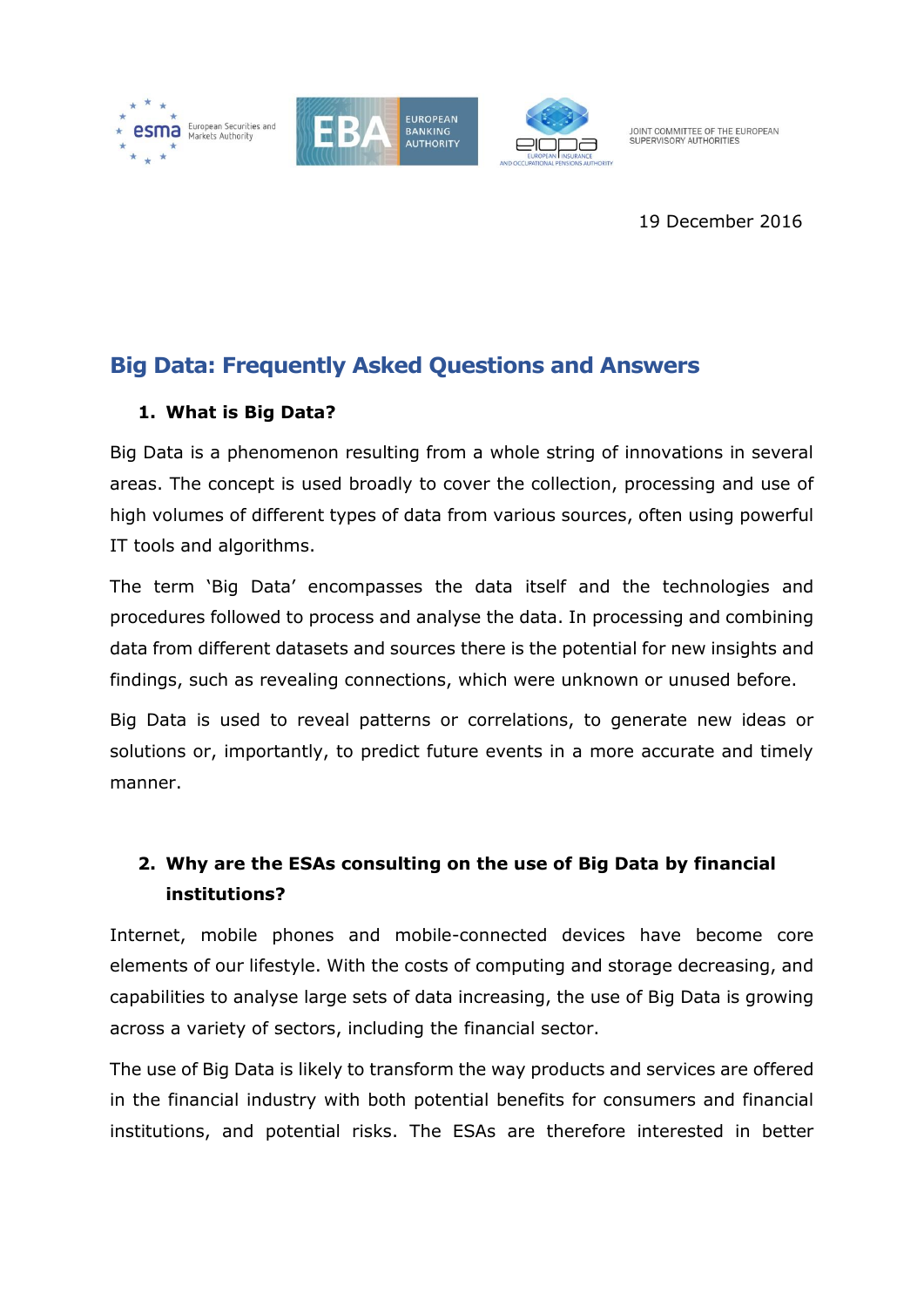esma European Securities and Markets Authority | EBA EUROPEAN BANKING AUTHORITY | eiopa EUROPEAN INSURANCE AND OCCUPATIONAL PENSIONS AUTHORITY | JOINT COMMITTEE OF THE EUROPEAN SUPERVISORY AUTHORITIES

19 December 2016

# Big Data: Frequently Asked Questions and Answers

## 1. What is Big Data?

Big Data is a phenomenon resulting from a whole string of innovations in several areas. The concept is used broadly to cover the collection, processing and use of high volumes of different types of data from various sources, often using powerful IT tools and algorithms.

The term 'Big Data' encompasses the data itself and the technologies and procedures followed to process and analyse the data. In processing and combining data from different datasets and sources there is the potential for new insights and findings, such as revealing connections, which were unknown or unused before.

Big Data is used to reveal patterns or correlations, to generate new ideas or solutions or, importantly, to predict future events in a more accurate and timely manner.

## 2. Why are the ESAs consulting on the use of Big Data by financial institutions?

Internet, mobile phones and mobile-connected devices have become core elements of our lifestyle. With the costs of computing and storage decreasing, and capabilities to analyse large sets of data increasing, the use of Big Data is growing across a variety of sectors, including the financial sector.

The use of Big Data is likely to transform the way products and services are offered in the financial industry with both potential benefits for consumers and financial institutions, and potential risks. The ESAs are therefore interested in better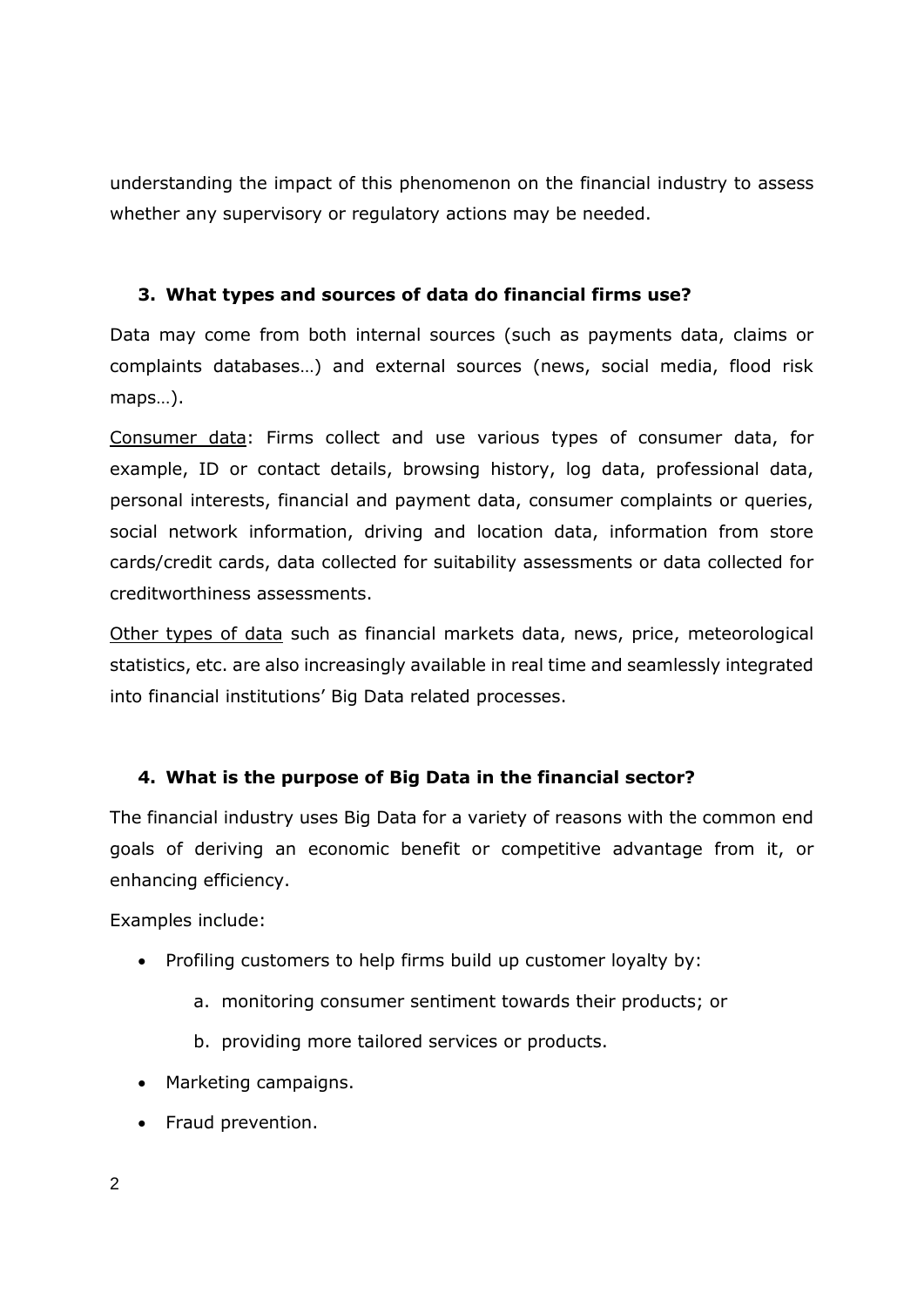understanding the impact of this phenomenon on the financial industry to assess whether any supervisory or regulatory actions may be needed.

### 3. What types and sources of data do financial firms use?

Data may come from both internal sources (such as payments data, claims or complaints databases…) and external sources (news, social media, flood risk maps…).

Consumer data: Firms collect and use various types of consumer data, for example, ID or contact details, browsing history, log data, professional data, personal interests, financial and payment data, consumer complaints or queries, social network information, driving and location data, information from store cards/credit cards, data collected for suitability assessments or data collected for creditworthiness assessments.

Other types of data such as financial markets data, news, price, meteorological statistics, etc. are also increasingly available in real time and seamlessly integrated into financial institutions' Big Data related processes.

### 4. What is the purpose of Big Data in the financial sector?

The financial industry uses Big Data for a variety of reasons with the common end goals of deriving an economic benefit or competitive advantage from it, or enhancing efficiency.

Examples include:

- Profiling customers to help firms build up customer loyalty by:
    a. monitoring consumer sentiment towards their products; or
    b. providing more tailored services or products.
- Marketing campaigns.
- Fraud prevention.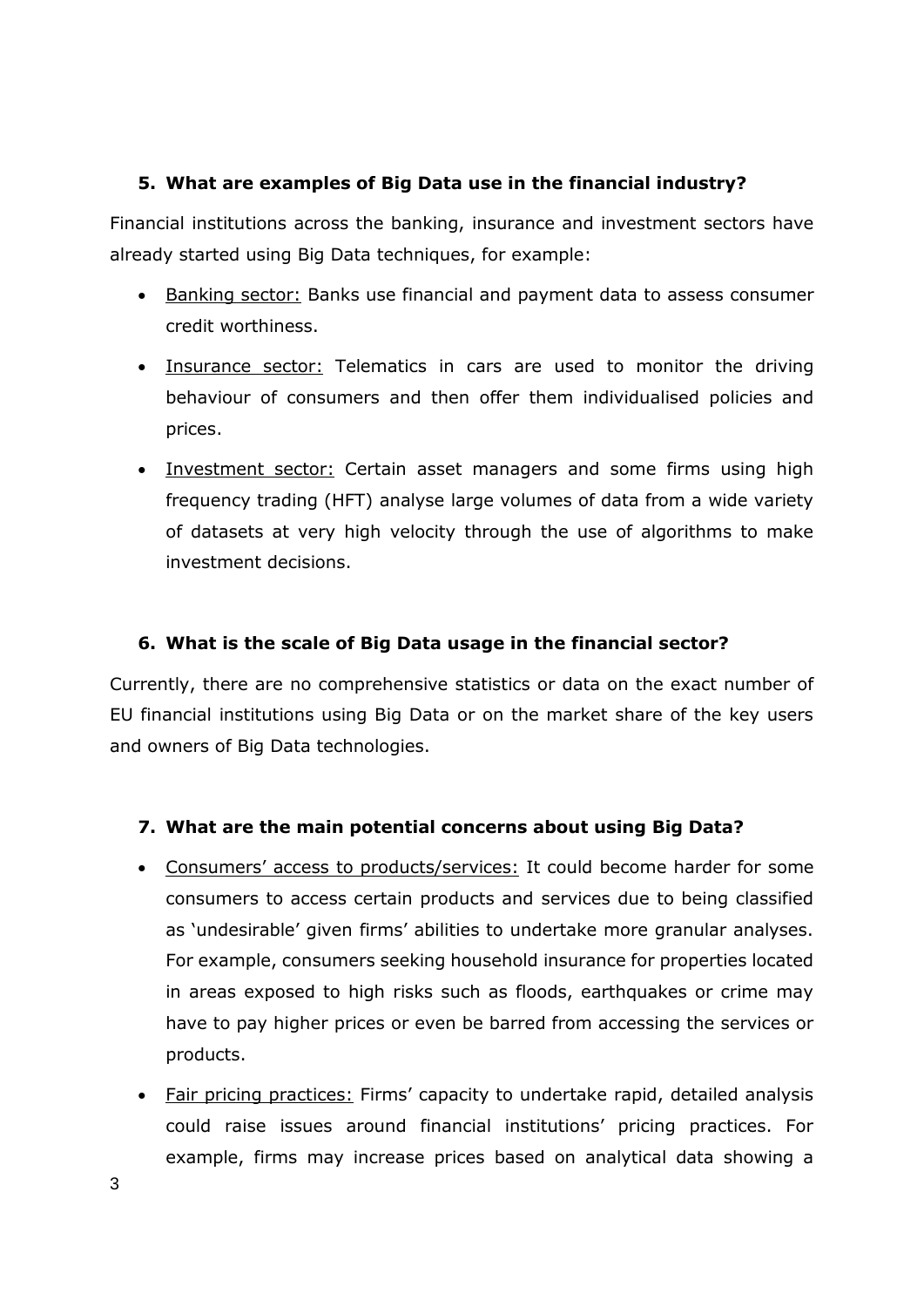## 5. What are examples of Big Data use in the financial industry?

Financial institutions across the banking, insurance and investment sectors have already started using Big Data techniques, for example:

- Banking sector: Banks use financial and payment data to assess consumer credit worthiness.
- Insurance sector: Telematics in cars are used to monitor the driving behaviour of consumers and then offer them individualised policies and prices.
- Investment sector: Certain asset managers and some firms using high frequency trading (HFT) analyse large volumes of data from a wide variety of datasets at very high velocity through the use of algorithms to make investment decisions.

## 6. What is the scale of Big Data usage in the financial sector?

Currently, there are no comprehensive statistics or data on the exact number of EU financial institutions using Big Data or on the market share of the key users and owners of Big Data technologies.

## 7. What are the main potential concerns about using Big Data?

- Consumers' access to products/services: It could become harder for some consumers to access certain products and services due to being classified as 'undesirable' given firms' abilities to undertake more granular analyses. For example, consumers seeking household insurance for properties located in areas exposed to high risks such as floods, earthquakes or crime may have to pay higher prices or even be barred from accessing the services or products.
- Fair pricing practices: Firms' capacity to undertake rapid, detailed analysis could raise issues around financial institutions' pricing practices. For example, firms may increase prices based on analytical data showing a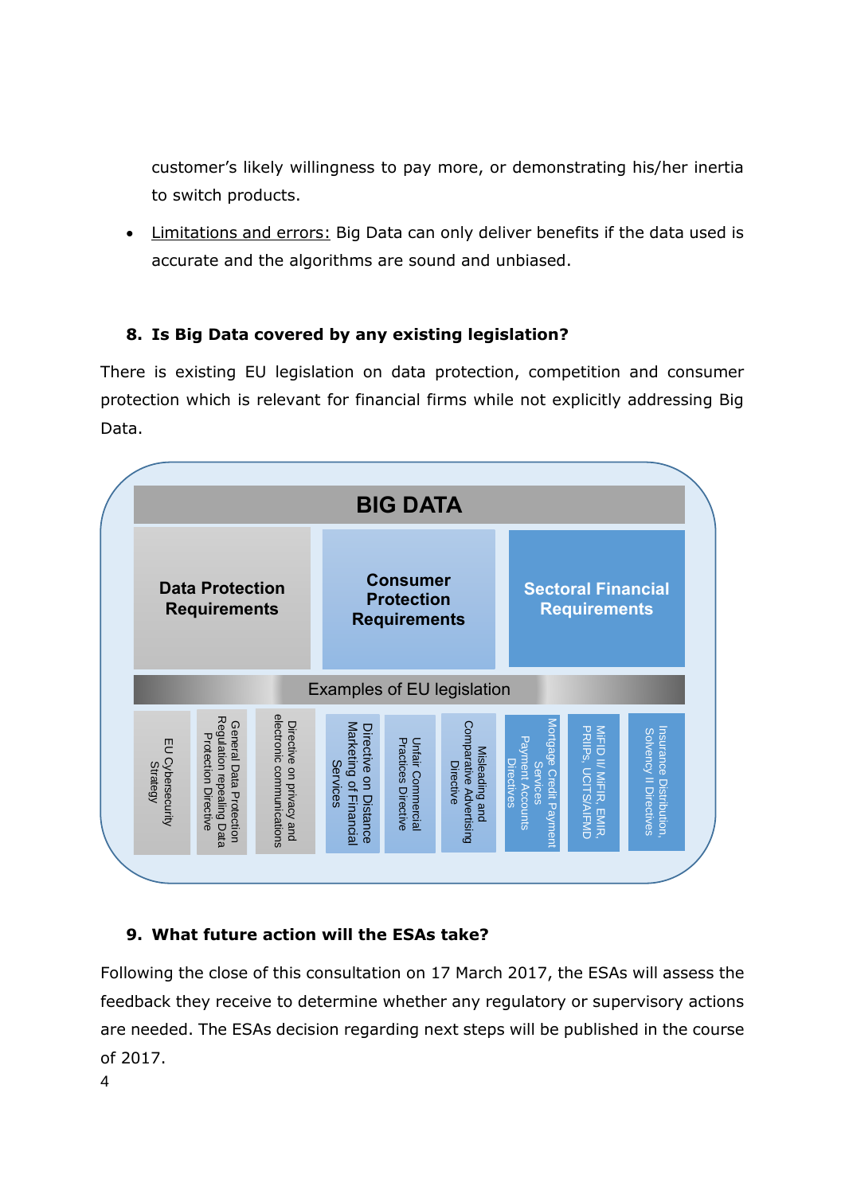customer's likely willingness to pay more, or demonstrating his/her inertia to switch products.

- Limitations and errors: Big Data can only deliver benefits if the data used is accurate and the algorithms are sound and unbiased.

## 8. Is Big Data covered by any existing legislation?

There is existing EU legislation on data protection, competition and consumer protection which is relevant for financial firms while not explicitly addressing Big Data.

BIG DATA

Data Protection Requirements

Consumer Protection Requirements

Sectoral Financial Requirements

Examples of EU legislation

EU Cybersecurity Strategy

General Data Protection Regulation repealing Data Protection Directive

Directive on privacy and electronic communications

Directive on Distance Marketing of Financial Services

Unfair Commercial Practices Directive

Misleading and Comparative Advertising Directive

Mortgage Credit Payment Services Payment Accounts Directives

MiFID II/ MiFIR, EMIR, PRIIPs, UCITS/AIFMD

Insurance Distribution, Solvency II Directives

## 9. What future action will the ESAs take?

Following the close of this consultation on 17 March 2017, the ESAs will assess the feedback they receive to determine whether any regulatory or supervisory actions are needed. The ESAs decision regarding next steps will be published in the course of 2017.